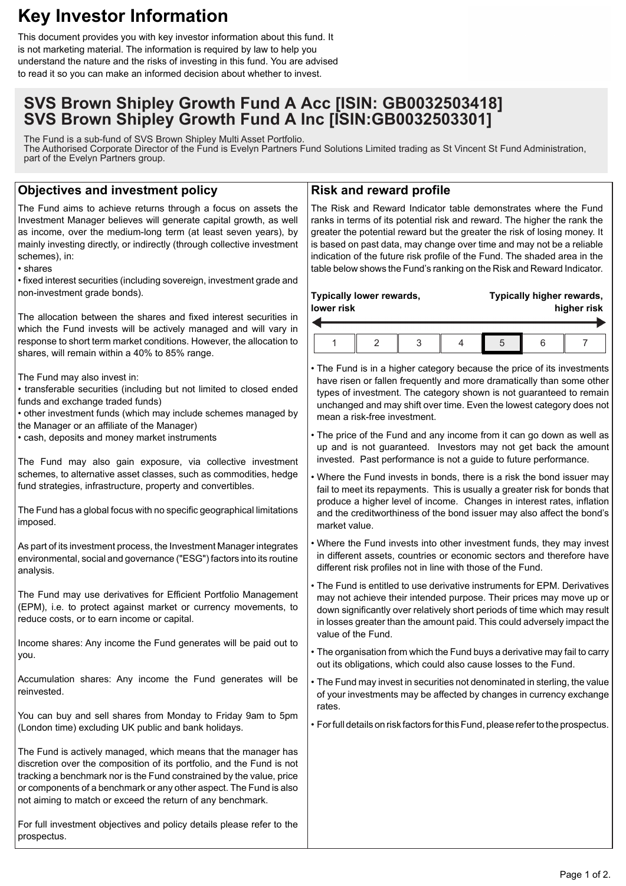# Key Investor Information

This document provides you with key investor information about this fund. It is not marketing material. The information is required by law to help you understand the nature and the risks of investing in this fund. You are advised to read it so you can make an informed decision about whether to invest.

## SVS Brown Shipley Growth Fund A Acc [ISIN: GB0032503418]
## SVS Brown Shipley Growth Fund A Inc [ISIN:GB0032503301]

The Fund is a sub-fund of SVS Brown Shipley Multi Asset Portfolio.
The Authorised Corporate Director of the Fund is Evelyn Partners Fund Solutions Limited trading as St Vincent St Fund Administration, part of the Evelyn Partners group.

### Objectives and investment policy

The Fund aims to achieve returns through a focus on assets the Investment Manager believes will generate capital growth, as well as income, over the medium-long term (at least seven years), by mainly investing directly, or indirectly (through collective investment schemes), in:

- shares
- fixed interest securities (including sovereign, investment grade and non-investment grade bonds).

The allocation between the shares and fixed interest securities in which the Fund invests will be actively managed and will vary in response to short term market conditions. However, the allocation to shares, will remain within a 40% to 85% range.

The Fund may also invest in:

- transferable securities (including but not limited to closed ended funds and exchange traded funds)
- other investment funds (which may include schemes managed by the Manager or an affiliate of the Manager)
- cash, deposits and money market instruments

The Fund may also gain exposure, via collective investment schemes, to alternative asset classes, such as commodities, hedge fund strategies, infrastructure, property and convertibles.

The Fund has a global focus with no specific geographical limitations imposed.

As part of its investment process, the Investment Manager integrates environmental, social and governance ("ESG") factors into its routine analysis.

The Fund may use derivatives for Efficient Portfolio Management (EPM), i.e. to protect against market or currency movements, to reduce costs, or to earn income or capital.

Income shares: Any income the Fund generates will be paid out to you.

Accumulation shares: Any income the Fund generates will be reinvested.

You can buy and sell shares from Monday to Friday 9am to 5pm (London time) excluding UK public and bank holidays.

The Fund is actively managed, which means that the manager has discretion over the composition of its portfolio, and the Fund is not tracking a benchmark nor is the Fund constrained by the value, price or components of a benchmark or any other aspect. The Fund is also not aiming to match or exceed the return of any benchmark.

For full investment objectives and policy details please refer to the prospectus.

### Risk and reward profile

The Risk and Reward Indicator table demonstrates where the Fund ranks in terms of its potential risk and reward. The higher the rank the greater the potential reward but the greater the risk of losing money. It is based on past data, may change over time and may not be a reliable indication of the future risk profile of the Fund. The shaded area in the table below shows the Fund's ranking on the Risk and Reward Indicator.

**Typically lower rewards, lower risk** ← → **Typically higher rewards, higher risk**

| 1 | 2 | 3 | 4 | **5** | 6 | 7 |
|---|---|---|---|---|---|---|

- The Fund is in a higher category because the price of its investments have risen or fallen frequently and more dramatically than some other types of investment. The category shown is not guaranteed to remain unchanged and may shift over time. Even the lowest category does not mean a risk-free investment.
- The price of the Fund and any income from it can go down as well as up and is not guaranteed. Investors may not get back the amount invested. Past performance is not a guide to future performance.
- Where the Fund invests in bonds, there is a risk the bond issuer may fail to meet its repayments. This is usually a greater risk for bonds that produce a higher level of income. Changes in interest rates, inflation and the creditworthiness of the bond issuer may also affect the bond's market value.
- Where the Fund invests into other investment funds, they may invest in different assets, countries or economic sectors and therefore have different risk profiles not in line with those of the Fund.
- The Fund is entitled to use derivative instruments for EPM. Derivatives may not achieve their intended purpose. Their prices may move up or down significantly over relatively short periods of time which may result in losses greater than the amount paid. This could adversely impact the value of the Fund.
- The organisation from which the Fund buys a derivative may fail to carry out its obligations, which could also cause losses to the Fund.
- The Fund may invest in securities not denominated in sterling, the value of your investments may be affected by changes in currency exchange rates.
- For full details on risk factors for this Fund, please refer to the prospectus.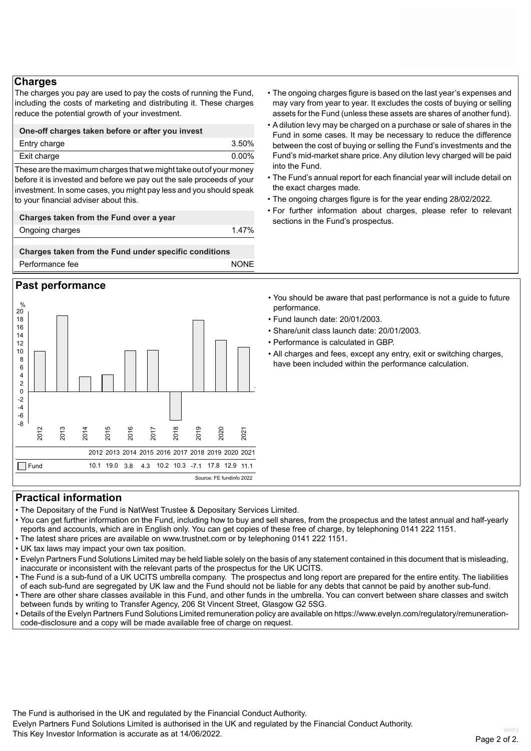## Charges

The charges you pay are used to pay the costs of running the Fund, including the costs of marketing and distributing it. These charges reduce the potential growth of your investment.

| One-off charges taken before or after you invest | |
|---|---|
| Entry charge | 3.50% |
| Exit charge | 0.00% |

These are the maximum charges that we might take out of your money before it is invested and before we pay out the sale proceeds of your investment. In some cases, you might pay less and you should speak to your financial adviser about this.

| Charges taken from the Fund over a year | |
|---|---|
| Ongoing charges | 1.47% |

| Charges taken from the Fund under specific conditions | |
|---|---|
| Performance fee | NONE |

- The ongoing charges figure is based on the last year's expenses and may vary from year to year. It excludes the costs of buying or selling assets for the Fund (unless these assets are shares of another fund).
- A dilution levy may be charged on a purchase or sale of shares in the Fund in some cases. It may be necessary to reduce the difference between the cost of buying or selling the Fund's investments and the Fund's mid-market share price. Any dilution levy charged will be paid into the Fund.
- The Fund's annual report for each financial year will include detail on the exact charges made.
- The ongoing charges figure is for the year ending 28/02/2022.
- For further information about charges, please refer to relevant sections in the Fund's prospectus.

## Past performance

%
20
18
16
14
12
10
8
6
4
2
0
-2
-4
-6
-8

2012 2013 2014 2015 2016 2017 2018 2019 2020 2021

| | 2012 | 2013 | 2014 | 2015 | 2016 | 2017 | 2018 | 2019 | 2020 | 2021 |
|---|---|---|---|---|---|---|---|---|---|---|
| Fund | 10.1 | 19.0 | 3.8 | 4.3 | 10.2 | 10.3 | -7.1 | 17.8 | 12.9 | 11.1 |

Source: FE fundinfo 2022

- You should be aware that past performance is not a guide to future performance.
- Fund launch date: 20/01/2003.
- Share/unit class launch date: 20/01/2003.
- Performance is calculated in GBP.
- All charges and fees, except any entry, exit or switching charges, have been included within the performance calculation.

## Practical information

- The Depositary of the Fund is NatWest Trustee & Depositary Services Limited.
- You can get further information on the Fund, including how to buy and sell shares, from the prospectus and the latest annual and half-yearly reports and accounts, which are in English only. You can get copies of these free of charge, by telephoning 0141 222 1151.
- The latest share prices are available on www.trustnet.com or by telephoning 0141 222 1151.
- UK tax laws may impact your own tax position.
- Evelyn Partners Fund Solutions Limited may be held liable solely on the basis of any statement contained in this document that is misleading, inaccurate or inconsistent with the relevant parts of the prospectus for the UK UCITS.
- The Fund is a sub-fund of a UK UCITS umbrella company. The prospectus and long report are prepared for the entire entity. The liabilities of each sub-fund are segregated by UK law and the Fund should not be liable for any debts that cannot be paid by another sub-fund.
- There are other share classes available in this Fund, and other funds in the umbrella. You can convert between share classes and switch between funds by writing to Transfer Agency, 206 St Vincent Street, Glasgow G2 5SG.
- Details of the Evelyn Partners Fund Solutions Limited remuneration policy are available on https://www.evelyn.com/regulatory/remuneration-code-disclosure and a copy will be made available free of charge on request.

The Fund is authorised in the UK and regulated by the Financial Conduct Authority.
Evelyn Partners Fund Solutions Limited is authorised in the UK and regulated by the Financial Conduct Authority.
This Key Investor Information is accurate as at 14/06/2022.